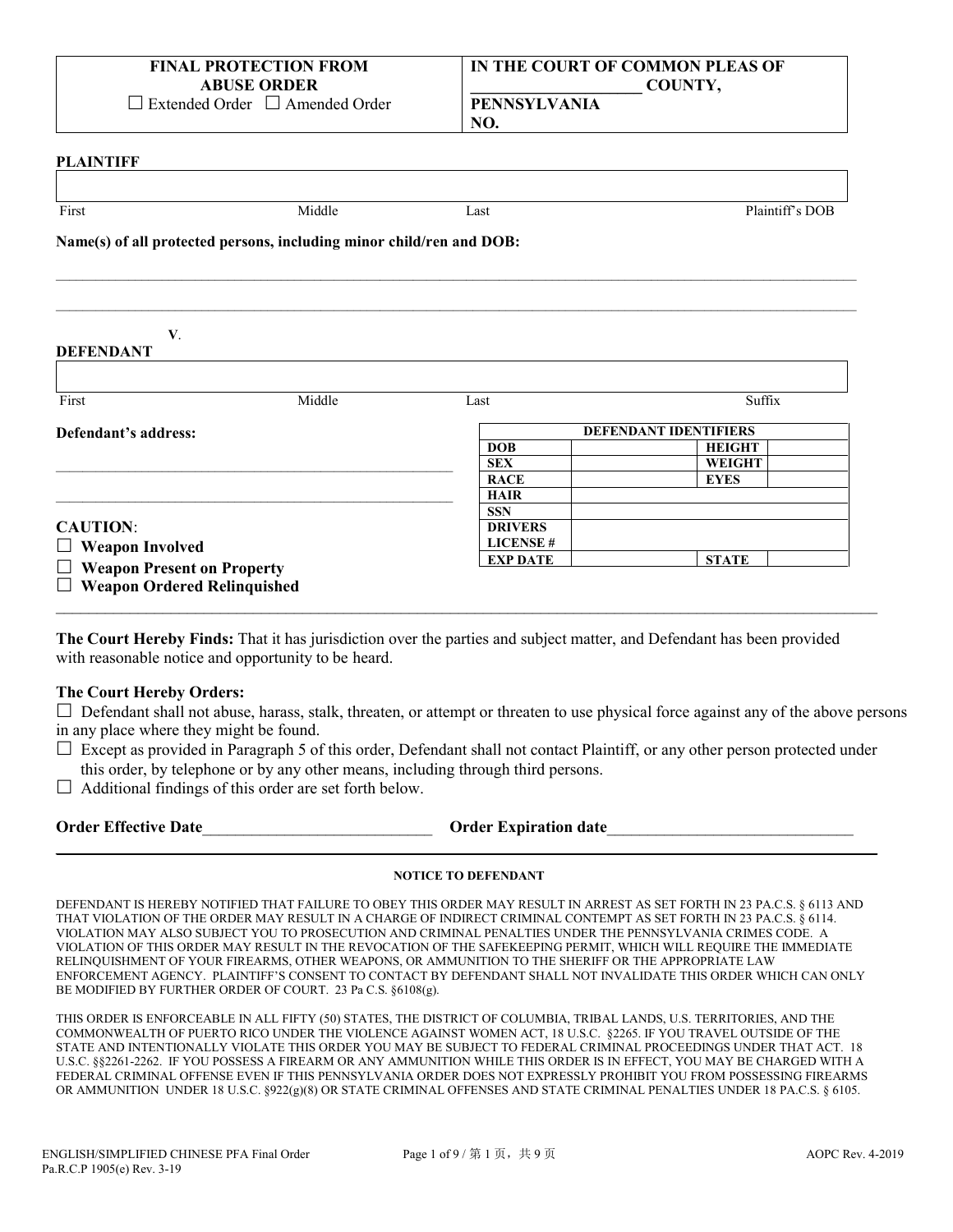| FINAL PROTECTION FROM ABUSE ORDER<br>☐ Extended Order ☐ Amended Order | IN THE COURT OF COMMON PLEAS OF ____________________ COUNTY, PENNSYLVANIA<br>NO. |
|---|---|

**PLAINTIFF**

| First | Middle | Last | Plaintiff's DOB |
|---|---|---|---|
| | | | |

**Name(s) of all protected persons, including minor child/ren and DOB:**

______________________________________________________________________________

______________________________________________________________________________

**V.**

**DEFENDANT**

| First | Middle | Last | Suffix |
|---|---|---|---|
| | | | |

**Defendant's address:**

______________________________________________

______________________________________________

| DEFENDANT IDENTIFIERS | | | |
|---|---|---|---|
| **DOB** | | **HEIGHT** | |
| **SEX** | | **WEIGHT** | |
| **RACE** | | **EYES** | |
| **HAIR** | | | |
| **SSN** | | | |
| **DRIVERS LICENSE #** | | | |
| **EXP DATE** | | **STATE** | |

**CAUTION**:

☐ **Weapon Involved**

☐ **Weapon Present on Property**

☐ **Weapon Ordered Relinquished**

---

**The Court Hereby Finds:** That it has jurisdiction over the parties and subject matter, and Defendant has been provided with reasonable notice and opportunity to be heard.

**The Court Hereby Orders:**

☐ Defendant shall not abuse, harass, stalk, threaten, or attempt or threaten to use physical force against any of the above persons in any place where they might be found.

☐ Except as provided in Paragraph 5 of this order, Defendant shall not contact Plaintiff, or any other person protected under this order, by telephone or by any other means, including through third persons.

☐ Additional findings of this order are set forth below.

**Order Effective Date**____________________________ **Order Expiration date**______________________________

---

**NOTICE TO DEFENDANT**

DEFENDANT IS HEREBY NOTIFIED THAT FAILURE TO OBEY THIS ORDER MAY RESULT IN ARREST AS SET FORTH IN 23 PA.C.S. § 6113 AND THAT VIOLATION OF THE ORDER MAY RESULT IN A CHARGE OF INDIRECT CRIMINAL CONTEMPT AS SET FORTH IN 23 PA.C.S. § 6114. VIOLATION MAY ALSO SUBJECT YOU TO PROSECUTION AND CRIMINAL PENALTIES UNDER THE PENNSYLVANIA CRIMES CODE. A VIOLATION OF THIS ORDER MAY RESULT IN THE REVOCATION OF THE SAFEKEEPING PERMIT, WHICH WILL REQUIRE THE IMMEDIATE RELINQUISHMENT OF YOUR FIREARMS, OTHER WEAPONS, OR AMMUNITION TO THE SHERIFF OR THE APPROPRIATE LAW ENFORCEMENT AGENCY. PLAINTIFF'S CONSENT TO CONTACT BY DEFENDANT SHALL NOT INVALIDATE THIS ORDER WHICH CAN ONLY BE MODIFIED BY FURTHER ORDER OF COURT. 23 Pa C.S. §6108(g).

THIS ORDER IS ENFORCEABLE IN ALL FIFTY (50) STATES, THE DISTRICT OF COLUMBIA, TRIBAL LANDS, U.S. TERRITORIES, AND THE COMMONWEALTH OF PUERTO RICO UNDER THE VIOLENCE AGAINST WOMEN ACT, 18 U.S.C. §2265. IF YOU TRAVEL OUTSIDE OF THE STATE AND INTENTIONALLY VIOLATE THIS ORDER YOU MAY BE SUBJECT TO FEDERAL CRIMINAL PROCEEDINGS UNDER THAT ACT. 18 U.S.C. §§2261-2262. IF YOU POSSESS A FIREARM OR ANY AMMUNITION WHILE THIS ORDER IS IN EFFECT, YOU MAY BE CHARGED WITH A FEDERAL CRIMINAL OFFENSE EVEN IF THIS PENNSYLVANIA ORDER DOES NOT EXPRESSLY PROHIBIT YOU FROM POSSESSING FIREARMS OR AMMUNITION UNDER 18 U.S.C. §922(g)(8) OR STATE CRIMINAL OFFENSES AND STATE CRIMINAL PENALTIES UNDER 18 PA.C.S. § 6105.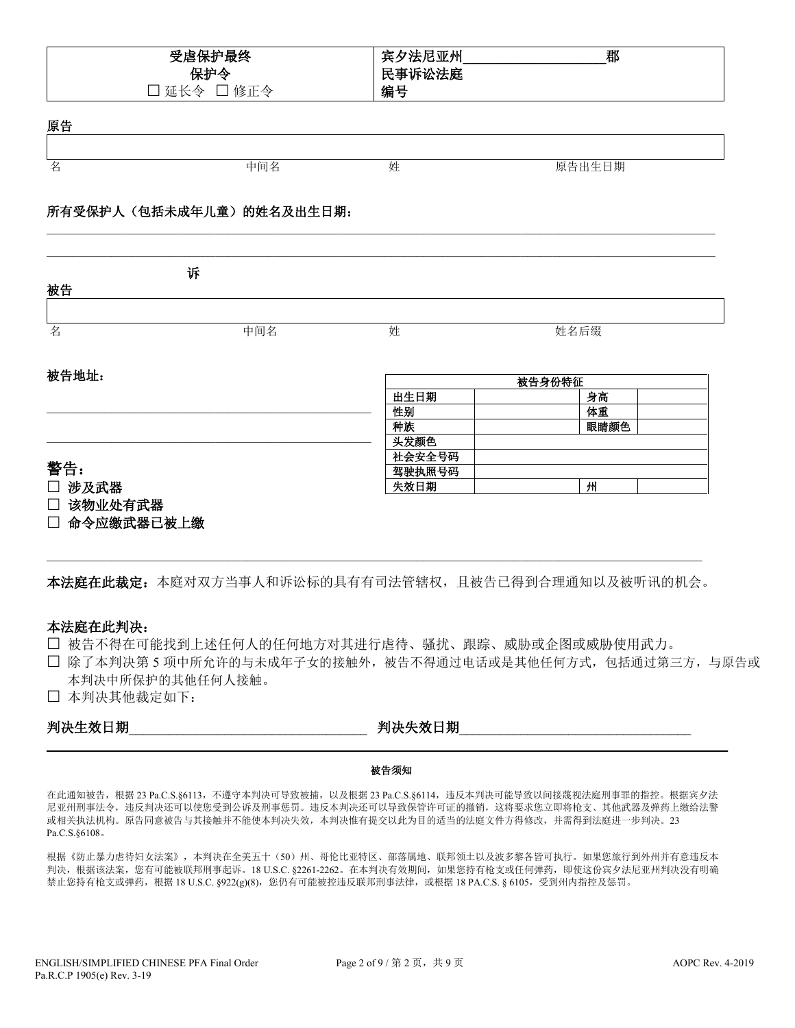| 受虐保护最终<br>保护令<br>☐ 延长令 ☐ 修正令 | 宾夕法尼亚州____________________郡<br>民事诉讼法庭<br>编号 |
|---|---|

**原告**

| 名 | 中间名 | 姓 | 原告出生日期 |
|---|---|---|---|
| | | | |

**所有受保护人（包括未成年儿童）的姓名及出生日期：**

______________________________________________________________________________

______________________________________________________________________________

**诉**

**被告**

| 名 | 中间名 | 姓 | 姓名后缀 |
|---|---|---|---|
| | | | |

**被告地址：**

______________________________________________

______________________________________________

| 被告身份特征 | | | |
|---|---|---|---|
| 出生日期 | | 身高 | |
| 性别 | | 体重 | |
| 种族 | | 眼睛颜色 | |
| 头发颜色 | | | |
| 社会安全号码 | | | |
| 驾驶执照号码 | | | |
| 失效日期 | | 州 | |

## 警告：

☐ **涉及武器**

☐ **该物业处有武器**

☐ **命令应缴武器已被上缴**

**本法庭在此裁定：**本庭对双方当事人和诉讼标的具有有司法管辖权，且被告已得到合理通知以及被听讯的机会。

**本法庭在此判决：**

☐ 被告不得在可能找到上述任何人的任何地方对其进行虐待、骚扰、跟踪、威胁或企图或威胁使用武力。

☐ 除了本判决第 5 项中所允许的与未成年子女的接触外，被告不得通过电话或是其他任何方式，包括通过第三方，与原告或本判决中所保护的其他任何人接触。

☐ 本判决其他裁定如下：

**判决生效日期**________________________________ **判决失效日期**________________________________

**被告须知**

在此通知被告，根据 23 Pa.C.S.§6113，不遵守本判决可导致被捕，以及根据 23 Pa.C.S.§6114，违反本判决可能导致以间接蔑视法庭刑事罪的指控。根据宾夕法尼亚州刑事法令，违反判决还可以使您受到公诉及刑事惩罚。违反本判决还可以导致保管许可证的撤销，这将要求您立即将枪支、其他武器及弹药上缴给法警或相关执法机构。原告同意被告与其接触并不能使本判决失效，本判决惟有提交以此为目的的适当的法庭文件方得修改，并需得到法庭进一步判决。23 Pa.C.S.§6108。

根据《防止暴力虐待妇女法案》，本判决在全美五十（50）州、哥伦比亚特区、部落属地、联邦领土以及波多黎各皆可执行。如果您旅行到外州并有意违反本判决，根据该法案，您有可能被联邦刑事起诉。18 U.S.C. §2261-2262。在本判决有效期间，如果您持有枪支或任何弹药，即使这份宾夕法尼亚州判决没有明确禁止您持有枪支或弹药，根据 18 U.S.C. §922(g)(8)，您仍有可能被控违反联邦刑事法律，或根据 18 PA.C.S. § 6105，受到州内指控及惩罚。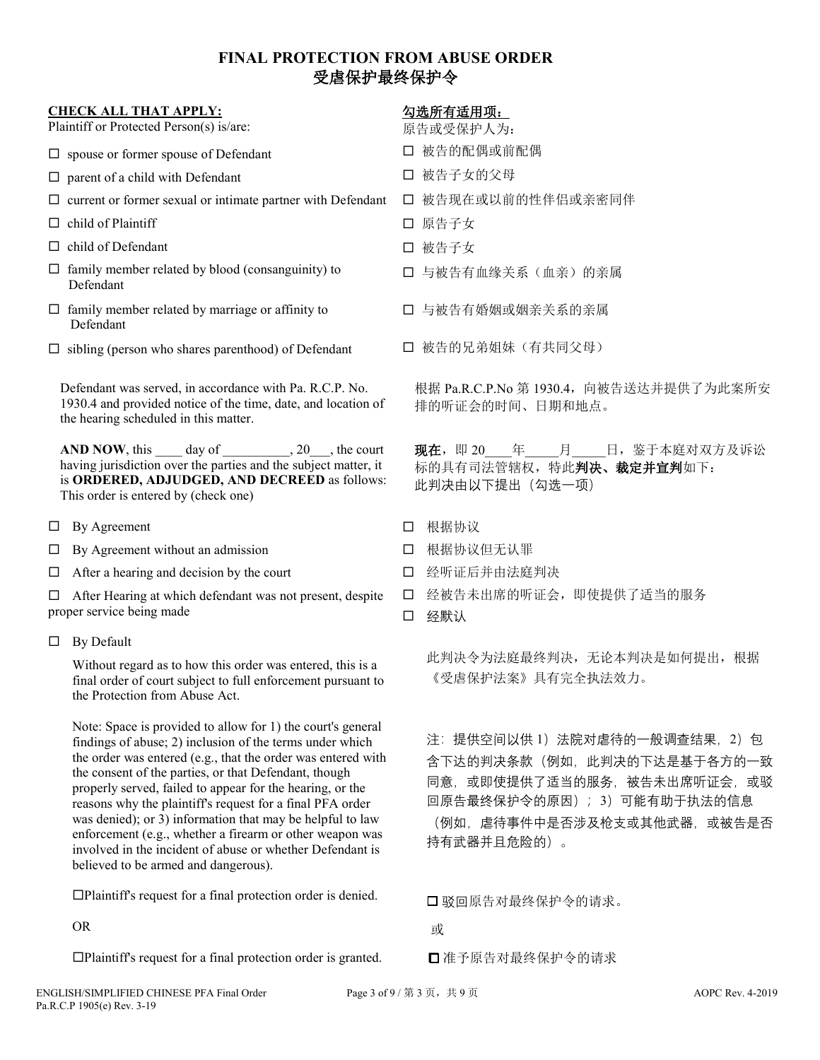# FINAL PROTECTION FROM ABUSE ORDER
# 受虐保护最终保护令

**CHECK ALL THAT APPLY:**
Plaintiff or Protected Person(s) is/are:

**勾选所有适用项：**
原告或受保护人为：

- ☐ spouse or former spouse of Defendant
- ☐ parent of a child with Defendant
- ☐ current or former sexual or intimate partner with Defendant
- ☐ child of Plaintiff
- ☐ child of Defendant
- ☐ family member related by blood (consanguinity) to Defendant
- ☐ family member related by marriage or affinity to Defendant
- ☐ sibling (person who shares parenthood) of Defendant

- ☐ 被告的配偶或前配偶
- ☐ 被告子女的父母
- ☐ 被告现在或以前的性伴侣或亲密同伴
- ☐ 原告子女
- ☐ 被告子女
- ☐ 与被告有血缘关系（血亲）的亲属
- ☐ 与被告有婚姻或姻亲关系的亲属
- ☐ 被告的兄弟姐妹（有共同父母）

Defendant was served, in accordance with Pa. R.C.P. No. 1930.4 and provided notice of the time, date, and location of the hearing scheduled in this matter.

根据 Pa.R.C.P.No 第 1930.4，向被告送达并提供了为此案所安排的听证会的时间、日期和地点。

**AND NOW**, this ____ day of __________, 20___, the court having jurisdiction over the parties and the subject matter, it is **ORDERED, ADJUDGED, AND DECREED** as follows: This order is entered by (check one)

**现在**，即 20____年_____月_____日，鉴于本庭对双方及诉讼标的具有司法管辖权，特此**判决、裁定并宣判**如下：
此判决由以下提出（勾选一项）

- ☐ By Agreement
- ☐ By Agreement without an admission
- ☐ After a hearing and decision by the court
- ☐ After Hearing at which defendant was not present, despite proper service being made
- ☐ By Default

- ☐ 根据协议
- ☐ 根据协议但无认罪
- ☐ 经听证后并由法庭判决
- ☐ 经被告未出席的听证会，即使提供了适当的服务
- ☐ 经默认

Without regard as to how this order was entered, this is a final order of court subject to full enforcement pursuant to the Protection from Abuse Act.

此判决令为法庭最终判决，无论本判决是如何提出，根据《受虐保护法案》具有完全执法效力。

Note: Space is provided to allow for 1) the court's general findings of abuse; 2) inclusion of the terms under which the order was entered (e.g., that the order was entered with the consent of the parties, or that Defendant, though properly served, failed to appear for the hearing, or the reasons why the plaintiff's request for a final PFA order was denied); or 3) information that may be helpful to law enforcement (e.g., whether a firearm or other weapon was involved in the incident of abuse or whether Defendant is believed to be armed and dangerous).

注：提供空间以供 1）法院对虐待的一般调查结果，2）包含下达的判决条款（例如，此判决的下达是基于各方的一致同意，或即使提供了适当的服务，被告未出席听证会，或驳回原告最终保护令的原因）；3）可能有助于执法的信息（例如，虐待事件中是否涉及枪支或其他武器，或被告是否持有武器并且危险的）。

☐Plaintiff's request for a final protection order is denied.

OR

☐Plaintiff's request for a final protection order is granted.

☐ 驳回原告对最终保护令的请求。

或

☐ 准予原告对最终保护令的请求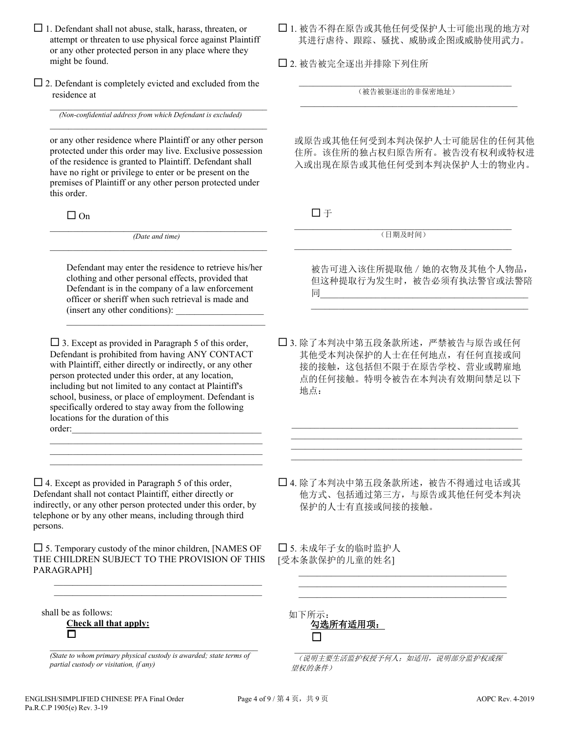☐ 1. Defendant shall not abuse, stalk, harass, threaten, or attempt or threaten to use physical force against Plaintiff or any other protected person in any place where they might be found.

☐ 1. 被告不得在原告或其他任何受保护人士可能出现的地方对其进行虐待、跟踪、骚扰、威胁或企图或威胁使用武力。

☐ 2. Defendant is completely evicted and excluded from the residence at

_______________________________________________

*(Non-confidential address from which Defendant is excluded)*

_______________________________________________

or any other residence where Plaintiff or any other person protected under this order may live. Exclusive possession of the residence is granted to Plaintiff. Defendant shall have no right or privilege to enter or be present on the premises of Plaintiff or any other person protected under this order.

☐ 2. 被告被完全逐出并排除下列住所

_______________________________________________

（被告被驱逐出的非保密地址）

_______________________________________________

或原告或其他任何受到本判决保护人士可能居住的任何其他住所。该住所的独占权归原告所有。被告没有权利或特权进入或出现在原告或其他任何受到本判决保护人士的物业内。

☐ On

_______________________________________________

*(Date and time)*

_______________________________________________

Defendant may enter the residence to retrieve his/her clothing and other personal effects, provided that Defendant is in the company of a law enforcement officer or sheriff when such retrieval is made and (insert any other conditions): ___________________

_______________________________________________

☐ 于

_______________________________________________

（日期及时间）

_______________________________________________

被告可进入该住所提取他／她的衣物及其他个人物品，但这种提取行为发生时，被告必须有执法警官或法警陪同_______________________________________________

_______________________________________________

☐ 3. Except as provided in Paragraph 5 of this order, Defendant is prohibited from having ANY CONTACT with Plaintiff, either directly or indirectly, or any other person protected under this order, at any location, including but not limited to any contact at Plaintiff's school, business, or place of employment. Defendant is specifically ordered to stay away from the following locations for the duration of this order:_______________________________________

_______________________________________________

_______________________________________________

_______________________________________________

☐ 3. 除了本判决中第五段条款所述，严禁被告与原告或任何其他受本判决保护的人士在任何地点，有任何直接或间接的接触，这包括但不限于在原告学校、营业或聘雇地点的任何接触。特明令被告在本判决有效期间禁足以下地点：

_______________________________________________

_______________________________________________

_______________________________________________

_______________________________________________

☐ 4. Except as provided in Paragraph 5 of this order, Defendant shall not contact Plaintiff, either directly or indirectly, or any other person protected under this order, by telephone or by any other means, including through third persons.

☐ 4. 除了本判决中第五段条款所述，被告不得通过电话或其他方式、包括通过第三方，与原告或其他任何受本判决保护的人士有直接或间接的接触。

☐ 5. Temporary custody of the minor children, [NAMES OF THE CHILDREN SUBJECT TO THE PROVISION OF THIS PARAGRAPH]

_______________________________________________

_______________________________________________

shall be as follows:

**Check all that apply:**

☐

_______________________________________________

*(State to whom primary physical custody is awarded; state terms of partial custody or visitation, if any)*

☐ 5. 未成年子女的临时监护人
[受本条款保护的儿童的姓名]

_______________________________________________

_______________________________________________

_______________________________________________

如下所示：

**勾选所有适用项：**

☐

_______________________________________________

*（说明主要生活监护权授予何人；如适用，说明部分监护权或探望权的条件）*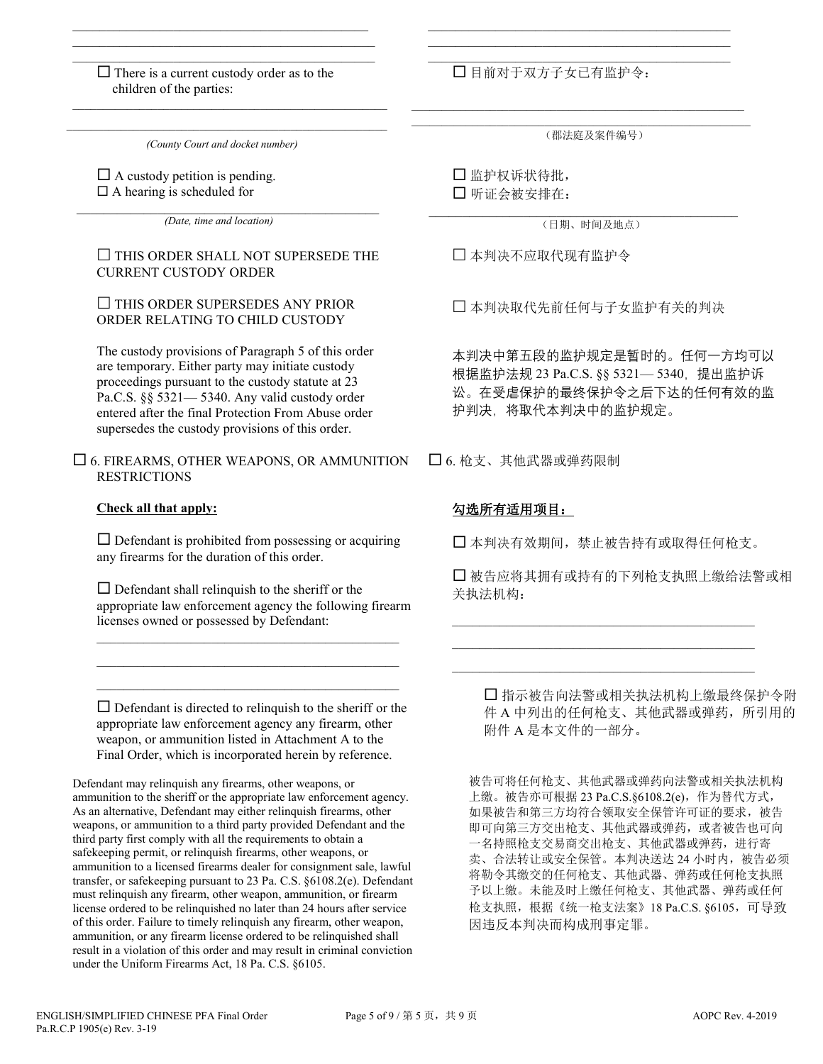________________________________________

________________________________________

________________________________________

☐ There is a current custody order as to the children of the parties:

________________________________________

________________________________________

*(County Court and docket number)*

☐ A custody petition is pending.
☐ A hearing is scheduled for

________________________________________

*(Date, time and location)*

☐ THIS ORDER SHALL NOT SUPERSEDE THE CURRENT CUSTODY ORDER

☐ THIS ORDER SUPERSEDES ANY PRIOR ORDER RELATING TO CHILD CUSTODY

The custody provisions of Paragraph 5 of this order are temporary. Either party may initiate custody proceedings pursuant to the custody statute at 23 Pa.C.S. §§ 5321— 5340. Any valid custody order entered after the final Protection From Abuse order supersedes the custody provisions of this order.

☐ 6. FIREARMS, OTHER WEAPONS, OR AMMUNITION RESTRICTIONS

**Check all that apply:**

☐ Defendant is prohibited from possessing or acquiring any firearms for the duration of this order.

☐ Defendant shall relinquish to the sheriff or the appropriate law enforcement agency the following firearm licenses owned or possessed by Defendant:

________________________________________

________________________________________

________________________________________

☐ Defendant is directed to relinquish to the sheriff or the appropriate law enforcement agency any firearm, other weapon, or ammunition listed in Attachment A to the Final Order, which is incorporated herein by reference.

Defendant may relinquish any firearms, other weapons, or ammunition to the sheriff or the appropriate law enforcement agency. As an alternative, Defendant may either relinquish firearms, other weapons, or ammunition to a third party provided Defendant and the third party first comply with all the requirements to obtain a safekeeping permit, or relinquish firearms, other weapons, or ammunition to a licensed firearms dealer for consignment sale, lawful transfer, or safekeeping pursuant to 23 Pa. C.S. §6108.2(e). Defendant must relinquish any firearm, other weapon, ammunition, or firearm license ordered to be relinquished no later than 24 hours after service of this order. Failure to timely relinquish any firearm, other weapon, ammunition, or any firearm license ordered to be relinquished shall result in a violation of this order and may result in criminal conviction under the Uniform Firearms Act, 18 Pa. C.S. §6105.

________________________________________

________________________________________

________________________________________

☐ 目前对于双方子女已有监护令：

________________________________________

________________________________________

（郡法庭及案件编号）

☐ 监护权诉状待批，
☐ 听证会被安排在：

________________________________________

（日期、时间及地点）

☐ 本判决不应取代现有监护令

☐ 本判决取代先前任何与子女监护有关的判决

本判决中第五段的监护规定是暂时的。任何一方均可以根据监护法规 23 Pa.C.S. §§ 5321— 5340，提出监护诉讼。在受虐保护的最终保护令之后下达的任何有效的监护判决，将取代本判决中的监护规定。

☐ 6. 枪支、其他武器或弹药限制

**勾选所有适用项目：**

☐ 本判决有效期间，禁止被告持有或取得任何枪支。

☐ 被告应将其拥有或持有的下列枪支执照上缴给法警或相关执法机构：

________________________________________

________________________________________

________________________________________

☐ 指示被告向法警或相关执法机构上缴最终保护令附件 A 中列出的任何枪支、其他武器或弹药，所引用的附件 A 是本文件的一部分。

被告可将任何枪支、其他武器或弹药向法警或相关执法机构上缴。被告亦可根据 23 Pa.C.S.§6108.2(e)，作为替代方式，如果被告和第三方均符合领取安全保管许可证的要求，被告即可向第三方交出枪支、其他武器或弹药，或者被告也可向一名持照枪支交易商交出枪支、其他武器或弹药，进行寄卖、合法转让或安全保管。本判决送达 24 小时内，被告必须将勒令其缴交的任何枪支、其他武器、弹药或任何枪支执照予以上缴。未能及时上缴任何枪支、其他武器、弹药或任何枪支执照，根据《统一枪支法案》18 Pa.C.S. §6105，可导致因违反本判决而构成刑事定罪。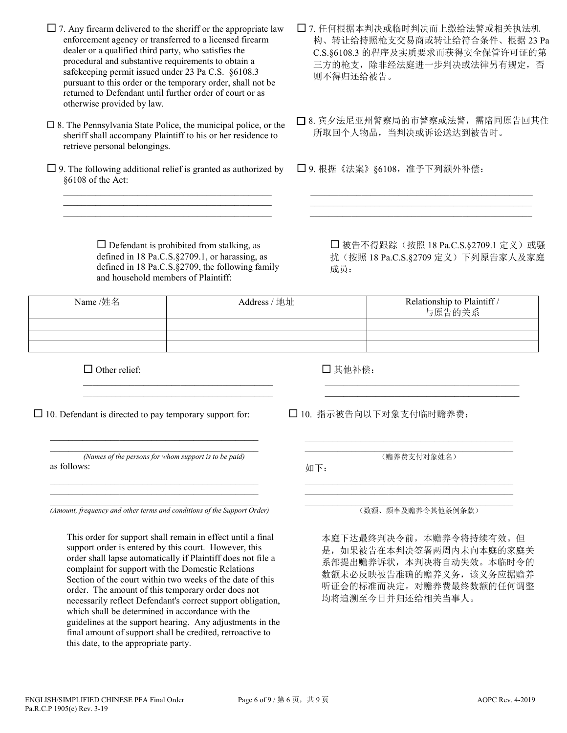☐ 7. Any firearm delivered to the sheriff or the appropriate law enforcement agency or transferred to a licensed firearm dealer or a qualified third party, who satisfies the procedural and substantive requirements to obtain a safekeeping permit issued under 23 Pa C.S. §6108.3 pursuant to this order or the temporary order, shall not be returned to Defendant until further order of court or as otherwise provided by law.

☐ 7. 任何根据本判决或临时判决而上缴给法警或相关执法机构、转让给持照枪支交易商或转让给符合条件、根据 23 Pa C.S.§6108.3 的程序及实质要求而获得安全保管许可证的第三方的枪支，除非经法庭进一步判决或法律另有规定，否则不得归还给被告。

☐ 8. The Pennsylvania State Police, the municipal police, or the sheriff shall accompany Plaintiff to his or her residence to retrieve personal belongings.

☐ 8. 宾夕法尼亚州警察局的市警察或法警，需陪同原告回其住所取回个人物品，当判决或诉讼送达到被告时。

☐ 9. The following additional relief is granted as authorized by §6108 of the Act:

______________________________________________
______________________________________________
______________________________________________

☐ 9. 根据《法案》§6108，准予下列额外补偿：

______________________________________________
______________________________________________
______________________________________________

☐ Defendant is prohibited from stalking, as defined in 18 Pa.C.S.§2709.1, or harassing, as defined in 18 Pa.C.S.§2709, the following family and household members of Plaintiff:

☐ 被告不得跟踪（按照 18 Pa.C.S.§2709.1 定义）或骚扰（按照 18 Pa.C.S.§2709 定义）下列原告家人及家庭成员：

| Name /姓名 | Address / 地址 | Relationship to Plaintiff / 与原告的关系 |
|---|---|---|
| | | |
| | | |
| | | |

☐ Other relief:

______________________________________________
______________________________________________

☐ 其他补偿：

______________________________________________
______________________________________________

☐ 10. Defendant is directed to pay temporary support for:

______________________________________________
______________________________________________
*(Names of the persons for whom support is to be paid)*

as follows:

______________________________________________
______________________________________________
______________________________________________
*(Amount, frequency and other terms and conditions of the Support Order)*

☐ 10. 指示被告向以下对象支付临时赡养费：

______________________________________________
______________________________________________
（赡养费支付对象姓名）

如下：

______________________________________________
______________________________________________
______________________________________________
（数额、频率及赡养令其他条例条款）

This order for support shall remain in effect until a final support order is entered by this court. However, this order shall lapse automatically if Plaintiff does not file a complaint for support with the Domestic Relations Section of the court within two weeks of the date of this order. The amount of this temporary order does not necessarily reflect Defendant's correct support obligation, which shall be determined in accordance with the guidelines at the support hearing. Any adjustments in the final amount of support shall be credited, retroactive to this date, to the appropriate party.

本庭下达最终判决令前，本赡养令将持续有效。但是，如果被告在本判决签署两周内未向本庭的家庭关系部提出赡养诉状，本判决将自动失效。本临时令的数额未必反映被告准确的赡养义务，该义务应据赡养听证会的标准而决定。对赡养费最终数额的任何调整均将追溯至今日并归还给相关当事人。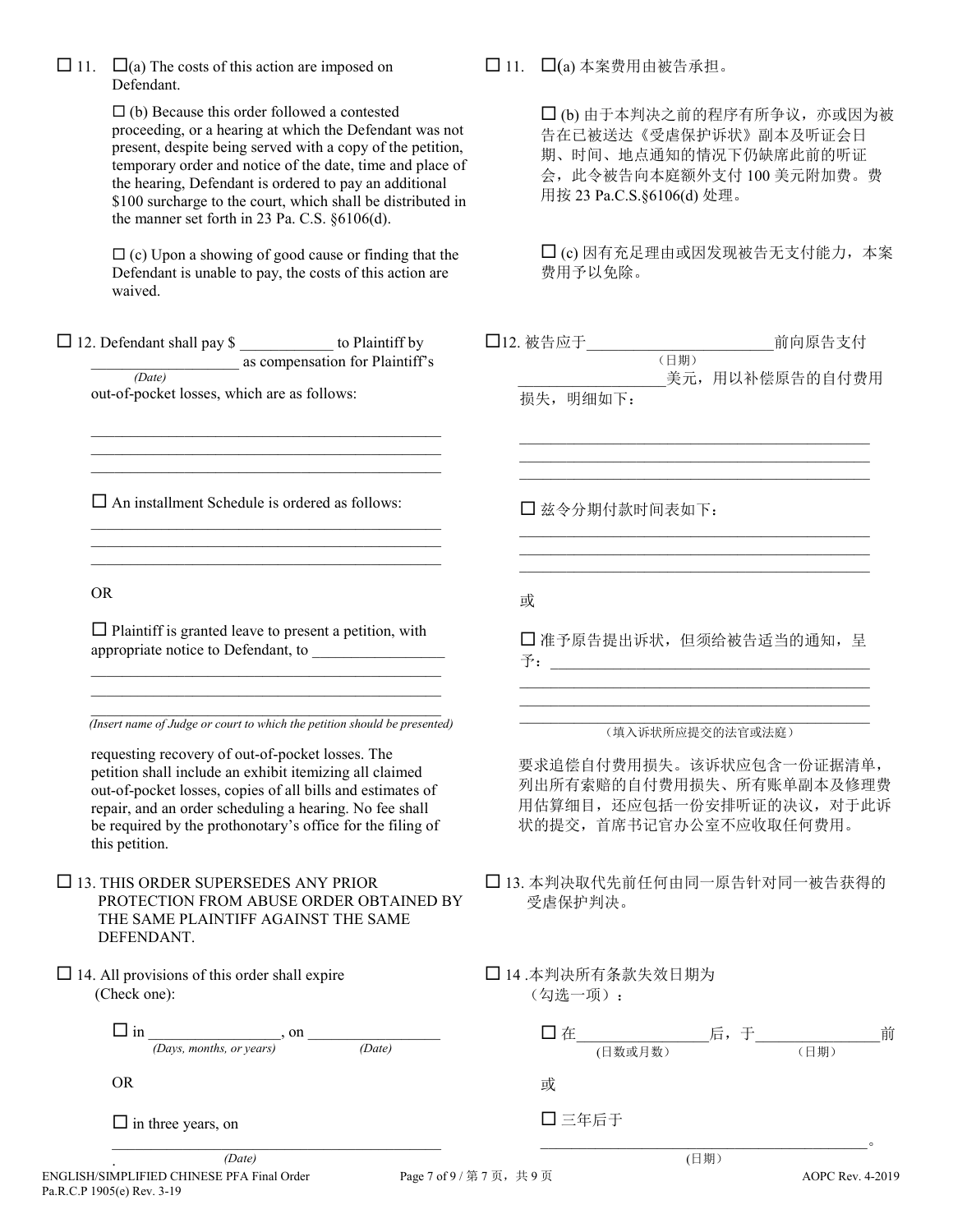☐ 11. ☐(a) The costs of this action are imposed on Defendant.

☐ (b) Because this order followed a contested proceeding, or a hearing at which the Defendant was not present, despite being served with a copy of the petition, temporary order and notice of the date, time and place of the hearing, Defendant is ordered to pay an additional $100 surcharge to the court, which shall be distributed in the manner set forth in 23 Pa. C.S. §6106(d).

☐ (c) Upon a showing of good cause or finding that the Defendant is unable to pay, the costs of this action are waived.

☐ 11. ☐(a) 本案费用由被告承担。

☐ (b) 由于本判决之前的程序有所争议，亦或因为被告在已被送达《受虐保护诉状》副本及听证会日期、时间、地点通知的情况下仍缺席此前的听证会，此令被告向本庭额外支付 100 美元附加费。费用按 23 Pa.C.S.§6106(d) 处理。

☐ (c) 因有充足理由或因发现被告无支付能力，本案费用予以免除。

☐ 12. Defendant shall pay $ ____________ to Plaintiff by ___________________ *(Date)* as compensation for Plaintiff's out-of-pocket losses, which are as follows:

_____________________________________________
_____________________________________________
_____________________________________________

☐ An installment Schedule is ordered as follows:

_____________________________________________
_____________________________________________
_____________________________________________

OR

☐ Plaintiff is granted leave to present a petition, with appropriate notice to Defendant, to ________________
_____________________________________________
_____________________________________________
_____________________________________________
*(Insert name of Judge or court to which the petition should be presented)*

requesting recovery of out-of-pocket losses. The petition shall include an exhibit itemizing all claimed out-of-pocket losses, copies of all bills and estimates of repair, and an order scheduling a hearing. No fee shall be required by the prothonotary's office for the filing of this petition.

☐12. 被告应于_______________________（日期）前向原告支付__________________美元，用以补偿原告的自付费用损失，明细如下：

_____________________________________________
_____________________________________________
_____________________________________________

☐ 兹令分期付款时间表如下：

_____________________________________________
_____________________________________________
_____________________________________________

或

☐ 准予原告提出诉状，但须给被告适当的通知，呈予：_________________________________________
_____________________________________________
_____________________________________________
_____________________________________________
（填入诉状所应提交的法官或法庭）

要求追偿自付费用损失。该诉状应包含一份证据清单，列出所有索赔的自付费用损失、所有账单副本及修理费用估算细目，还应包括一份安排听证的决议，对于此诉状的提交，首席书记官办公室不应收取任何费用。

☐ 13. THIS ORDER SUPERSEDES ANY PRIOR PROTECTION FROM ABUSE ORDER OBTAINED BY THE SAME PLAINTIFF AGAINST THE SAME DEFENDANT.

☐ 13. 本判决取代先前任何由同一原告针对同一被告获得的受虐保护判决。

☐ 14. All provisions of this order shall expire (Check one):

☐ in ________________ *(Days, months, or years)*, on ________________ *(Date)*

OR

☐ in three years, on
_____________________________________________
*(Date)*

☐ 14 .本判决所有条款失效日期为（勾选一项）：

☐ 在_______________（日数或月数）后，于_______________（日期）前

或

☐ 三年后于
_____________________________________________。
（日期）

ENGLISH/SIMPLIFIED CHINESE PFA Final Order
Pa.R.C.P 1905(e) Rev. 3-19

AOPC Rev. 4-2019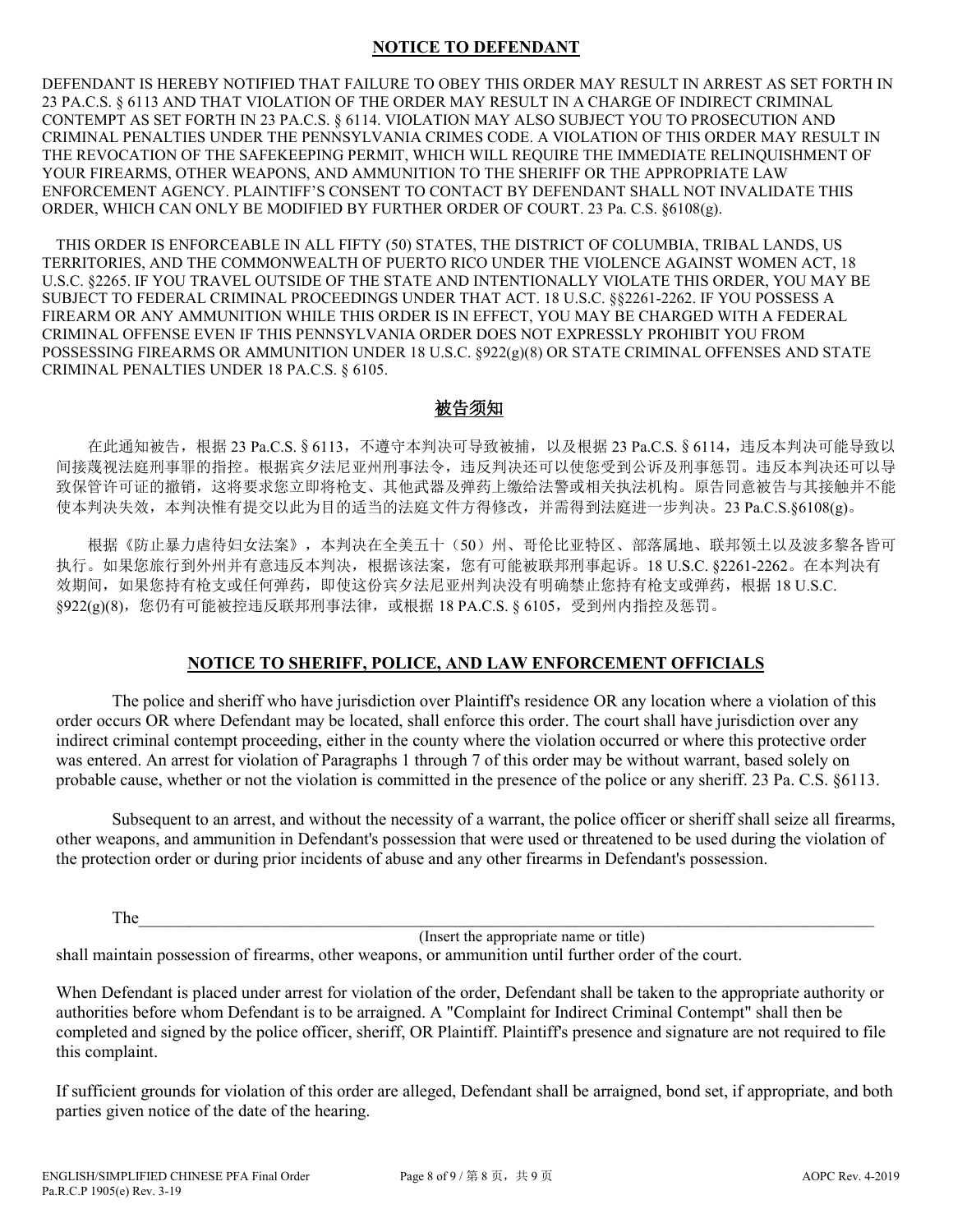## NOTICE TO DEFENDANT

DEFENDANT IS HEREBY NOTIFIED THAT FAILURE TO OBEY THIS ORDER MAY RESULT IN ARREST AS SET FORTH IN 23 PA.C.S. § 6113 AND THAT VIOLATION OF THE ORDER MAY RESULT IN A CHARGE OF INDIRECT CRIMINAL CONTEMPT AS SET FORTH IN 23 PA.C.S. § 6114. VIOLATION MAY ALSO SUBJECT YOU TO PROSECUTION AND CRIMINAL PENALTIES UNDER THE PENNSYLVANIA CRIMES CODE. A VIOLATION OF THIS ORDER MAY RESULT IN THE REVOCATION OF THE SAFEKEEPING PERMIT, WHICH WILL REQUIRE THE IMMEDIATE RELINQUISHMENT OF YOUR FIREARMS, OTHER WEAPONS, AND AMMUNITION TO THE SHERIFF OR THE APPROPRIATE LAW ENFORCEMENT AGENCY. PLAINTIFF'S CONSENT TO CONTACT BY DEFENDANT SHALL NOT INVALIDATE THIS ORDER, WHICH CAN ONLY BE MODIFIED BY FURTHER ORDER OF COURT. 23 Pa. C.S. §6108(g).

THIS ORDER IS ENFORCEABLE IN ALL FIFTY (50) STATES, THE DISTRICT OF COLUMBIA, TRIBAL LANDS, US TERRITORIES, AND THE COMMONWEALTH OF PUERTO RICO UNDER THE VIOLENCE AGAINST WOMEN ACT, 18 U.S.C. §2265. IF YOU TRAVEL OUTSIDE OF THE STATE AND INTENTIONALLY VIOLATE THIS ORDER, YOU MAY BE SUBJECT TO FEDERAL CRIMINAL PROCEEDINGS UNDER THAT ACT. 18 U.S.C. §§2261-2262. IF YOU POSSESS A FIREARM OR ANY AMMUNITION WHILE THIS ORDER IS IN EFFECT, YOU MAY BE CHARGED WITH A FEDERAL CRIMINAL OFFENSE EVEN IF THIS PENNSYLVANIA ORDER DOES NOT EXPRESSLY PROHIBIT YOU FROM POSSESSING FIREARMS OR AMMUNITION UNDER 18 U.S.C. §922(g)(8) OR STATE CRIMINAL OFFENSES AND STATE CRIMINAL PENALTIES UNDER 18 PA.C.S. § 6105.

## 被告须知

在此通知被告，根据 23 Pa.C.S. § 6113，不遵守本判决可导致被捕，以及根据 23 Pa.C.S. § 6114，违反本判决可能导致以间接蔑视法庭刑事罪的指控。根据宾夕法尼亚州刑事法令，违反判决还可以使您受到公诉及刑事惩罚。违反本判决还可以导致保管许可证的撤销，这将要求您立即将枪支、其他武器及弹药上缴给法警或相关执法机构。原告同意被告与其接触并不能使本判决失效，本判决惟有提交以此为目的适当的法庭文件方得修改，并需得到法庭进一步判决。23 Pa.C.S.§6108(g)。

根据《防止暴力虐待妇女法案》，本判决在全美五十（50）州、哥伦比亚特区、部落属地、联邦领土以及波多黎各皆可执行。如果您旅行到外州并有意违反本判决，根据该法案，您有可能被联邦刑事起诉。18 U.S.C. §2261-2262。在本判决有效期间，如果您持有枪支或任何弹药，即使这份宾夕法尼亚州判决没有明确禁止您持有枪支或弹药，根据 18 U.S.C. §922(g)(8)，您仍有可能被控违反联邦刑事法律，或根据 18 PA.C.S. § 6105，受到州内指控及惩罚。

## NOTICE TO SHERIFF, POLICE, AND LAW ENFORCEMENT OFFICIALS

The police and sheriff who have jurisdiction over Plaintiff's residence OR any location where a violation of this order occurs OR where Defendant may be located, shall enforce this order. The court shall have jurisdiction over any indirect criminal contempt proceeding, either in the county where the violation occurred or where this protective order was entered. An arrest for violation of Paragraphs 1 through 7 of this order may be without warrant, based solely on probable cause, whether or not the violation is committed in the presence of the police or any sheriff. 23 Pa. C.S. §6113.

Subsequent to an arrest, and without the necessity of a warrant, the police officer or sheriff shall seize all firearms, other weapons, and ammunition in Defendant's possession that were used or threatened to be used during the violation of the protection order or during prior incidents of abuse and any other firearms in Defendant's possession.

The\_\_\_\_\_\_\_\_\_\_\_\_\_\_\_\_\_\_\_\_\_\_\_\_\_\_\_\_\_\_\_\_\_\_\_\_\_\_\_\_\_\_\_\_\_\_\_\_\_\_\_\_\_\_\_\_\_\_\_\_\_\_\_\_\_\_\_\_\_\_\_\_\_\_\_\_
(Insert the appropriate name or title)
shall maintain possession of firearms, other weapons, or ammunition until further order of the court.

When Defendant is placed under arrest for violation of the order, Defendant shall be taken to the appropriate authority or authorities before whom Defendant is to be arraigned. A "Complaint for Indirect Criminal Contempt" shall then be completed and signed by the police officer, sheriff, OR Plaintiff. Plaintiff's presence and signature are not required to file this complaint.

If sufficient grounds for violation of this order are alleged, Defendant shall be arraigned, bond set, if appropriate, and both parties given notice of the date of the hearing.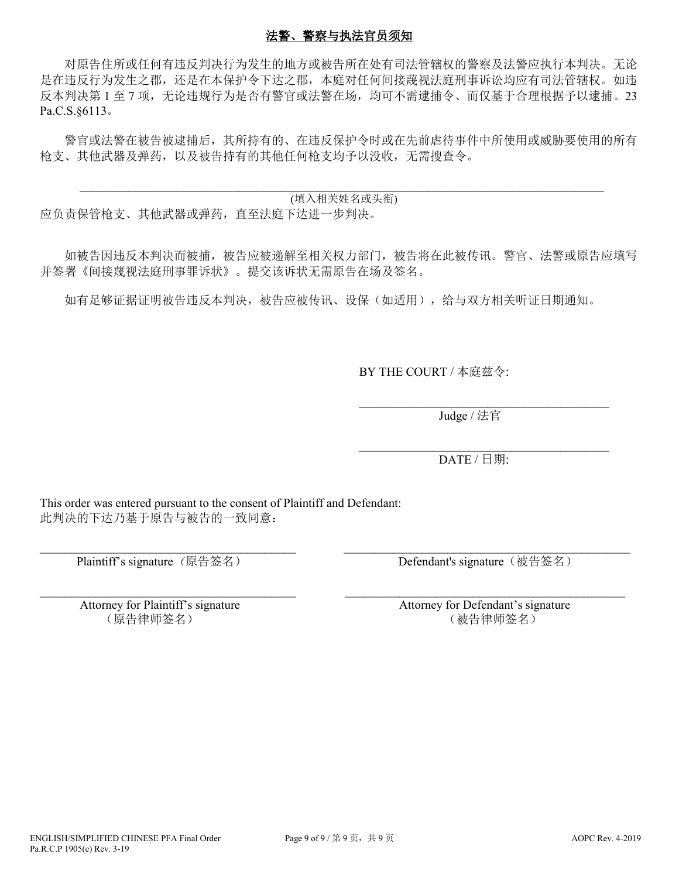## 法警、警察与执法官员须知

对原告住所或任何有违反判决行为发生的地方或被告所在处有司法管辖权的警察及法警应执行本判决。无论是在违反行为发生之郡，还是在本保护令下达之郡，本庭对任何间接蔑视法庭刑事诉讼均应有司法管辖权。如违反本判决第 1 至 7 项，无论违规行为是否有警官或法警在场，均可不需逮捕令、而仅基于合理根据予以逮捕。23 Pa.C.S.§6113。

警官或法警在被告被逮捕后，其所持有的、在违反保护令时或在先前虐待事件中所使用或威胁要使用的所有枪支、其他武器及弹药，以及被告持有的其他任何枪支均予以没收，无需搜查令。

______________________________________________________________________________
(填入相关姓名或头衔)

应负责保管枪支、其他武器或弹药，直至法庭下达进一步判决。

如被告因违反本判决而被捕，被告应被递解至相关权力部门，被告将在此被传讯。警官、法警或原告应填写并签署《间接蔑视法庭刑事罪诉状》。提交该诉状无需原告在场及签名。

如有足够证据证明被告违反本判决，被告应被传讯、设保（如适用），给与双方相关听证日期通知。

BY THE COURT / 本庭兹令:

_______________________________________
Judge / 法官

_______________________________________
DATE / 日期:

This order was entered pursuant to the consent of Plaintiff and Defendant:
此判决的下达乃基于原告与被告的一致同意：

_______________________________________
Plaintiff's signature（原告签名）

_______________________________________
Defendant's signature（被告签名）

_______________________________________
Attorney for Plaintiff's signature
（原告律师签名）

_______________________________________
Attorney for Defendant's signature
（被告律师签名）